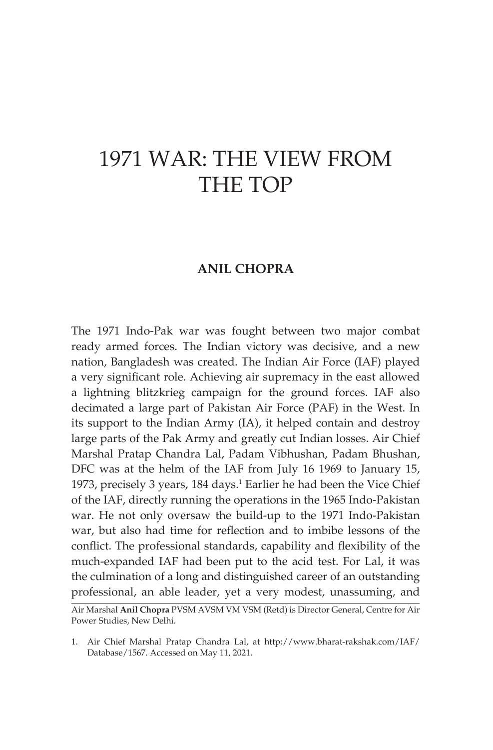# 1971 WAR: THE VIEW FROM THE TOP

**ANIL CHOPRA**

The 1971 Indo-Pak war was fought between two major combat ready armed forces. The Indian victory was decisive, and a new nation, Bangladesh was created. The Indian Air Force (IAF) played a very significant role. Achieving air supremacy in the east allowed a lightning blitzkrieg campaign for the ground forces. IAF also decimated a large part of Pakistan Air Force (PAF) in the West. In its support to the Indian Army (IA), it helped contain and destroy large parts of the Pak Army and greatly cut Indian losses. Air Chief Marshal Pratap Chandra Lal, Padam Vibhushan, Padam Bhushan, DFC was at the helm of the IAF from July 16 1969 to January 15, 1973, precisely 3 years, 184 days.[1] Earlier he had been the Vice Chief of the IAF, directly running the operations in the 1965 Indo-Pakistan war. He not only oversaw the build-up to the 1971 Indo-Pakistan war, but also had time for reflection and to imbibe lessons of the conflict. The professional standards, capability and flexibility of the much-expanded IAF had been put to the acid test. For Lal, it was the culmination of a long and distinguished career of an outstanding professional, an able leader, yet a very modest, unassuming, and

Air Marshal **Anil Chopra** PVSM AVSM VM VSM (Retd) is Director General, Centre for Air Power Studies, New Delhi.

1. Air Chief Marshal Pratap Chandra Lal, at http://www.bharat-rakshak.com/IAF/Database/1567. Accessed on May 11, 2021.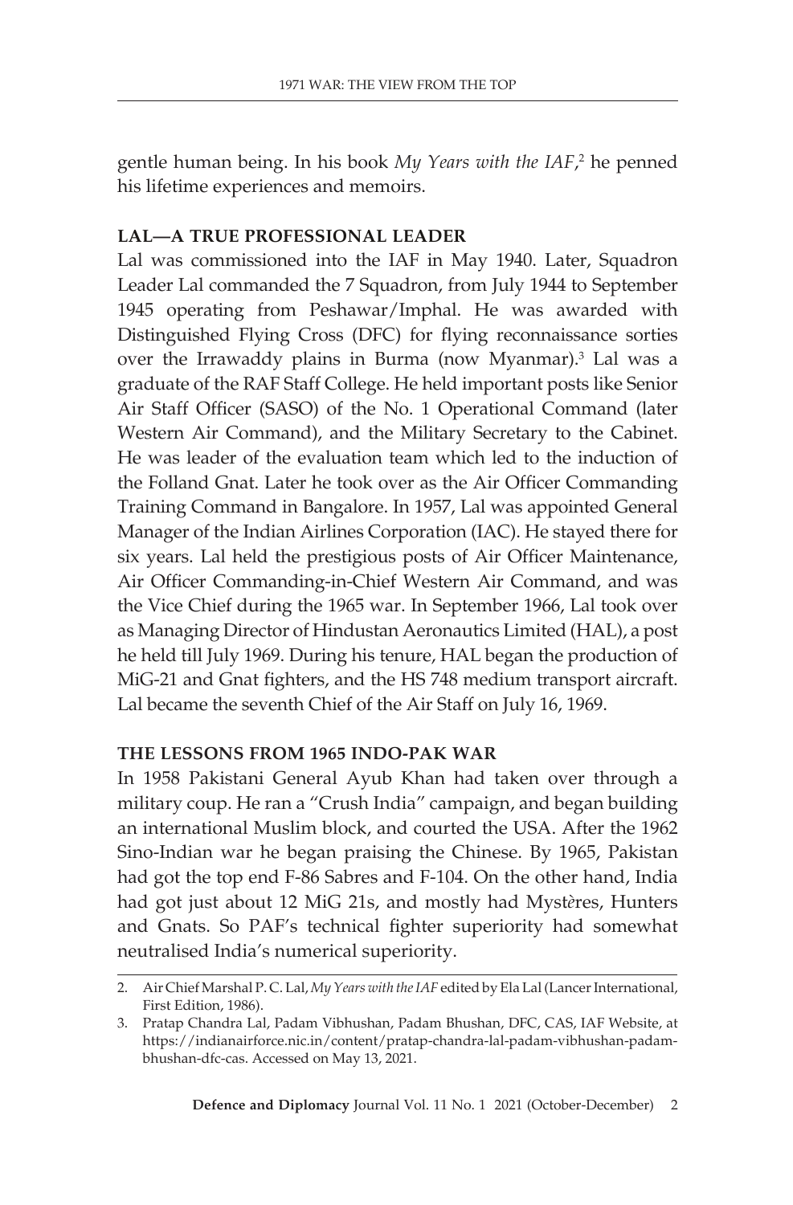gentle human being. In his book *My Years with the IAF*,[2] he penned his lifetime experiences and memoirs.

## LAL—A TRUE PROFESSIONAL LEADER

Lal was commissioned into the IAF in May 1940. Later, Squadron Leader Lal commanded the 7 Squadron, from July 1944 to September 1945 operating from Peshawar/Imphal. He was awarded with Distinguished Flying Cross (DFC) for flying reconnaissance sorties over the Irrawaddy plains in Burma (now Myanmar).[3] Lal was a graduate of the RAF Staff College. He held important posts like Senior Air Staff Officer (SASO) of the No. 1 Operational Command (later Western Air Command), and the Military Secretary to the Cabinet. He was leader of the evaluation team which led to the induction of the Folland Gnat. Later he took over as the Air Officer Commanding Training Command in Bangalore. In 1957, Lal was appointed General Manager of the Indian Airlines Corporation (IAC). He stayed there for six years. Lal held the prestigious posts of Air Officer Maintenance, Air Officer Commanding-in-Chief Western Air Command, and was the Vice Chief during the 1965 war. In September 1966, Lal took over as Managing Director of Hindustan Aeronautics Limited (HAL), a post he held till July 1969. During his tenure, HAL began the production of MiG-21 and Gnat fighters, and the HS 748 medium transport aircraft. Lal became the seventh Chief of the Air Staff on July 16, 1969.

## THE LESSONS FROM 1965 INDO-PAK WAR

In 1958 Pakistani General Ayub Khan had taken over through a military coup. He ran a "Crush India" campaign, and began building an international Muslim block, and courted the USA. After the 1962 Sino-Indian war he began praising the Chinese. By 1965, Pakistan had got the top end F-86 Sabres and F-104. On the other hand, India had got just about 12 MiG 21s, and mostly had Mystères, Hunters and Gnats. So PAF's technical fighter superiority had somewhat neutralised India's numerical superiority.

---

2. Air Chief Marshal P. C. Lal, *My Years with the IAF* edited by Ela Lal (Lancer International, First Edition, 1986).
3. Pratap Chandra Lal, Padam Vibhushan, Padam Bhushan, DFC, CAS, IAF Website, at https://indianairforce.nic.in/content/pratap-chandra-lal-padam-vibhushan-padam-bhushan-dfc-cas. Accessed on May 13, 2021.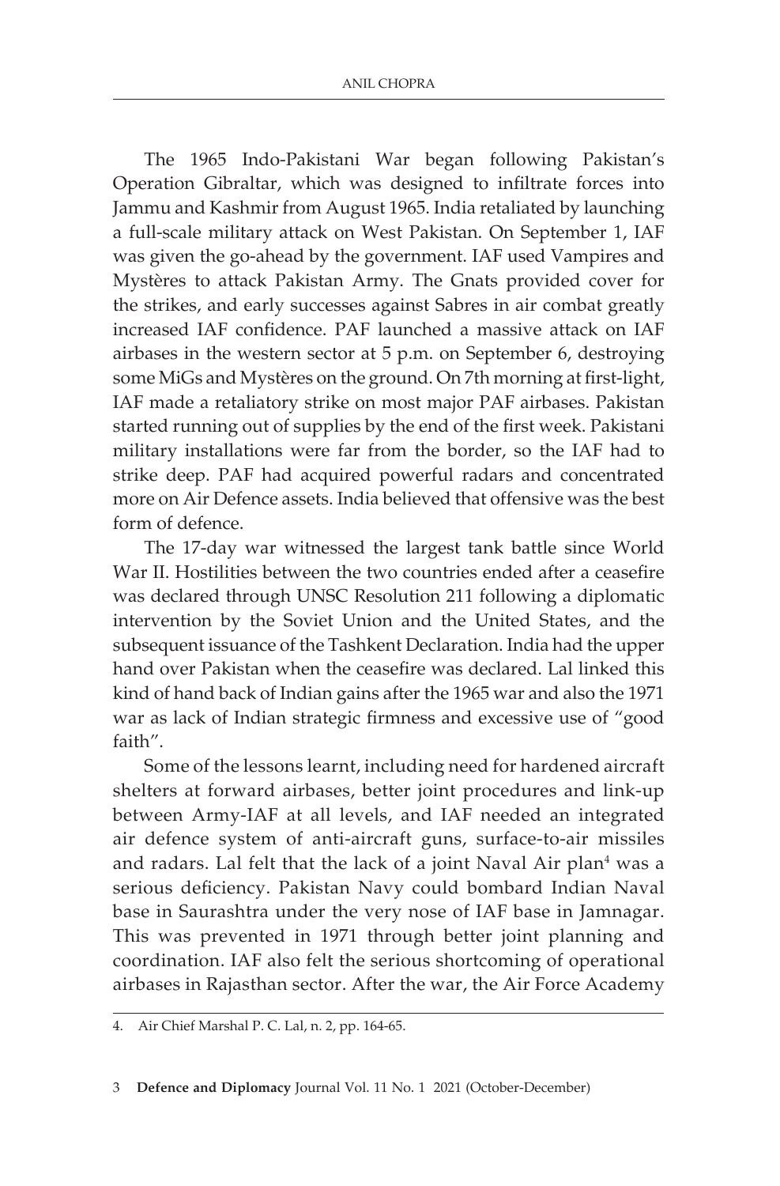The 1965 Indo-Pakistani War began following Pakistan's Operation Gibraltar, which was designed to infiltrate forces into Jammu and Kashmir from August 1965. India retaliated by launching a full-scale military attack on West Pakistan. On September 1, IAF was given the go-ahead by the government. IAF used Vampires and Mystères to attack Pakistan Army. The Gnats provided cover for the strikes, and early successes against Sabres in air combat greatly increased IAF confidence. PAF launched a massive attack on IAF airbases in the western sector at 5 p.m. on September 6, destroying some MiGs and Mystères on the ground. On 7th morning at first-light, IAF made a retaliatory strike on most major PAF airbases. Pakistan started running out of supplies by the end of the first week. Pakistani military installations were far from the border, so the IAF had to strike deep. PAF had acquired powerful radars and concentrated more on Air Defence assets. India believed that offensive was the best form of defence.

The 17-day war witnessed the largest tank battle since World War II. Hostilities between the two countries ended after a ceasefire was declared through UNSC Resolution 211 following a diplomatic intervention by the Soviet Union and the United States, and the subsequent issuance of the Tashkent Declaration. India had the upper hand over Pakistan when the ceasefire was declared. Lal linked this kind of hand back of Indian gains after the 1965 war and also the 1971 war as lack of Indian strategic firmness and excessive use of "good faith".

Some of the lessons learnt, including need for hardened aircraft shelters at forward airbases, better joint procedures and link-up between Army-IAF at all levels, and IAF needed an integrated air defence system of anti-aircraft guns, surface-to-air missiles and radars. Lal felt that the lack of a joint Naval Air plan[4] was a serious deficiency. Pakistan Navy could bombard Indian Naval base in Saurashtra under the very nose of IAF base in Jamnagar. This was prevented in 1971 through better joint planning and coordination. IAF also felt the serious shortcoming of operational airbases in Rajasthan sector. After the war, the Air Force Academy

4. Air Chief Marshal P. C. Lal, n. 2, pp. 164-65.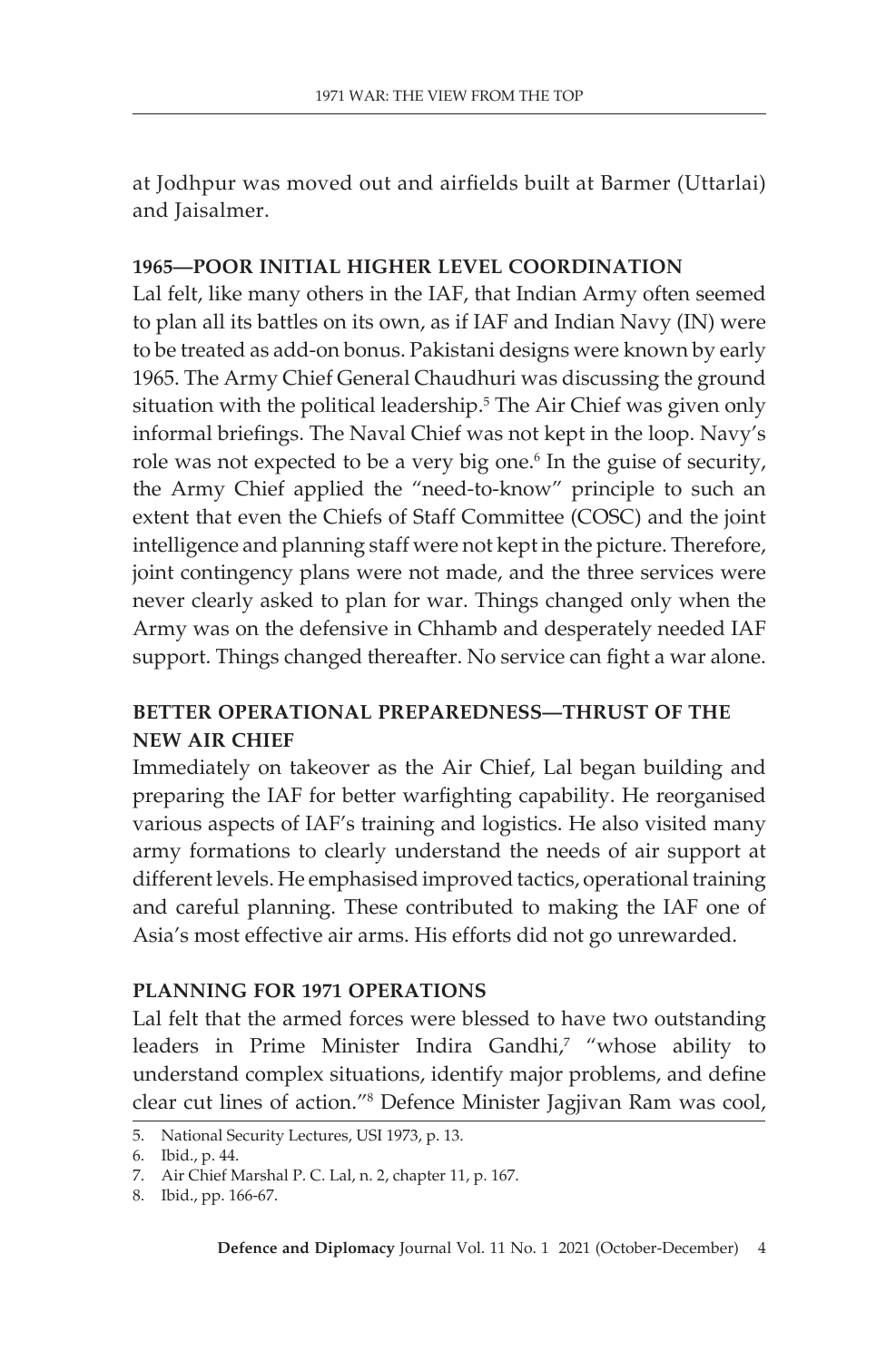at Jodhpur was moved out and airfields built at Barmer (Uttarlai) and Jaisalmer.

### 1965—POOR INITIAL HIGHER LEVEL COORDINATION

Lal felt, like many others in the IAF, that Indian Army often seemed to plan all its battles on its own, as if IAF and Indian Navy (IN) were to be treated as add-on bonus. Pakistani designs were known by early 1965. The Army Chief General Chaudhuri was discussing the ground situation with the political leadership.[5] The Air Chief was given only informal briefings. The Naval Chief was not kept in the loop. Navy's role was not expected to be a very big one.[6] In the guise of security, the Army Chief applied the "need-to-know" principle to such an extent that even the Chiefs of Staff Committee (COSC) and the joint intelligence and planning staff were not kept in the picture. Therefore, joint contingency plans were not made, and the three services were never clearly asked to plan for war. Things changed only when the Army was on the defensive in Chhamb and desperately needed IAF support. Things changed thereafter. No service can fight a war alone.

### BETTER OPERATIONAL PREPAREDNESS—THRUST OF THE NEW AIR CHIEF

Immediately on takeover as the Air Chief, Lal began building and preparing the IAF for better warfighting capability. He reorganised various aspects of IAF's training and logistics. He also visited many army formations to clearly understand the needs of air support at different levels. He emphasised improved tactics, operational training and careful planning. These contributed to making the IAF one of Asia's most effective air arms. His efforts did not go unrewarded.

### PLANNING FOR 1971 OPERATIONS

Lal felt that the armed forces were blessed to have two outstanding leaders in Prime Minister Indira Gandhi,[7] "whose ability to understand complex situations, identify major problems, and define clear cut lines of action."[8] Defence Minister Jagjivan Ram was cool,

---

5. National Security Lectures, USI 1973, p. 13.
6. Ibid., p. 44.
7. Air Chief Marshal P. C. Lal, n. 2, chapter 11, p. 167.
8. Ibid., pp. 166-67.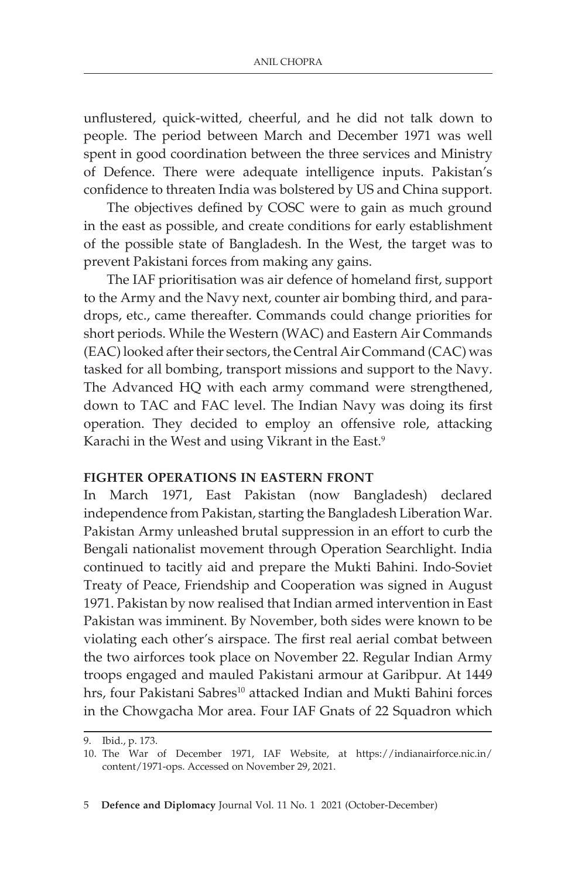unflustered, quick-witted, cheerful, and he did not talk down to people. The period between March and December 1971 was well spent in good coordination between the three services and Ministry of Defence. There were adequate intelligence inputs. Pakistan's confidence to threaten India was bolstered by US and China support.

The objectives defined by COSC were to gain as much ground in the east as possible, and create conditions for early establishment of the possible state of Bangladesh. In the West, the target was to prevent Pakistani forces from making any gains.

The IAF prioritisation was air defence of homeland first, support to the Army and the Navy next, counter air bombing third, and para-drops, etc., came thereafter. Commands could change priorities for short periods. While the Western (WAC) and Eastern Air Commands (EAC) looked after their sectors, the Central Air Command (CAC) was tasked for all bombing, transport missions and support to the Navy. The Advanced HQ with each army command were strengthened, down to TAC and FAC level. The Indian Navy was doing its first operation. They decided to employ an offensive role, attacking Karachi in the West and using Vikrant in the East.[9]

## FIGHTER OPERATIONS IN EASTERN FRONT

In March 1971, East Pakistan (now Bangladesh) declared independence from Pakistan, starting the Bangladesh Liberation War. Pakistan Army unleashed brutal suppression in an effort to curb the Bengali nationalist movement through Operation Searchlight. India continued to tacitly aid and prepare the Mukti Bahini. Indo-Soviet Treaty of Peace, Friendship and Cooperation was signed in August 1971. Pakistan by now realised that Indian armed intervention in East Pakistan was imminent. By November, both sides were known to be violating each other's airspace. The first real aerial combat between the two airforces took place on November 22. Regular Indian Army troops engaged and mauled Pakistani armour at Garibpur. At 1449 hrs, four Pakistani Sabres[10] attacked Indian and Mukti Bahini forces in the Chowgacha Mor area. Four IAF Gnats of 22 Squadron which

9. Ibid., p. 173.
10. The War of December 1971, IAF Website, at https://indianairforce.nic.in/content/1971-ops. Accessed on November 29, 2021.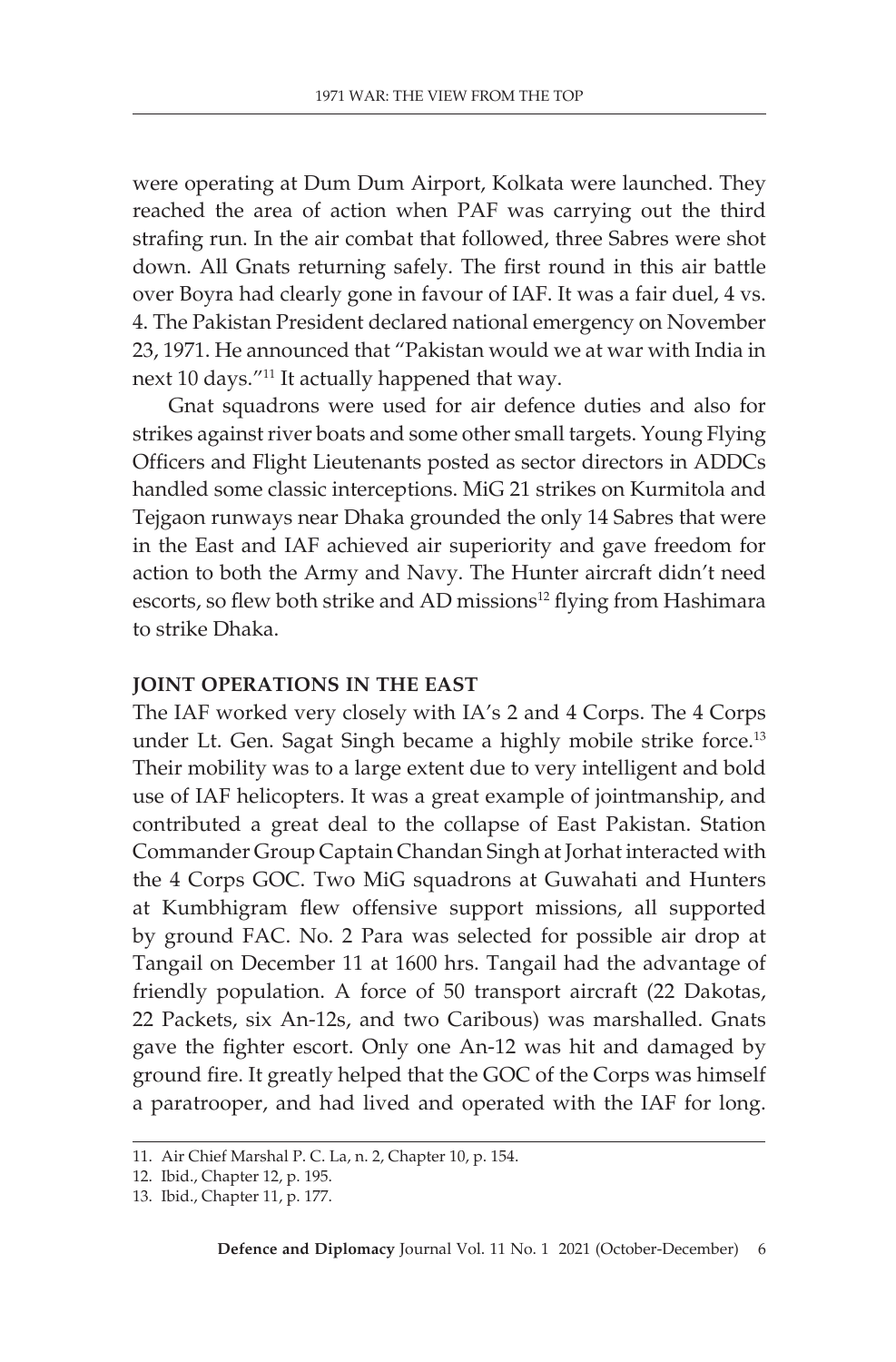were operating at Dum Dum Airport, Kolkata were launched. They reached the area of action when PAF was carrying out the third strafing run. In the air combat that followed, three Sabres were shot down. All Gnats returning safely. The first round in this air battle over Boyra had clearly gone in favour of IAF. It was a fair duel, 4 vs. 4. The Pakistan President declared national emergency on November 23, 1971. He announced that "Pakistan would we at war with India in next 10 days."[11] It actually happened that way.

Gnat squadrons were used for air defence duties and also for strikes against river boats and some other small targets. Young Flying Officers and Flight Lieutenants posted as sector directors in ADDCs handled some classic interceptions. MiG 21 strikes on Kurmitola and Tejgaon runways near Dhaka grounded the only 14 Sabres that were in the East and IAF achieved air superiority and gave freedom for action to both the Army and Navy. The Hunter aircraft didn't need escorts, so flew both strike and AD missions[12] flying from Hashimara to strike Dhaka.

## JOINT OPERATIONS IN THE EAST

The IAF worked very closely with IA's 2 and 4 Corps. The 4 Corps under Lt. Gen. Sagat Singh became a highly mobile strike force.[13] Their mobility was to a large extent due to very intelligent and bold use of IAF helicopters. It was a great example of jointmanship, and contributed a great deal to the collapse of East Pakistan. Station Commander Group Captain Chandan Singh at Jorhat interacted with the 4 Corps GOC. Two MiG squadrons at Guwahati and Hunters at Kumbhigram flew offensive support missions, all supported by ground FAC. No. 2 Para was selected for possible air drop at Tangail on December 11 at 1600 hrs. Tangail had the advantage of friendly population. A force of 50 transport aircraft (22 Dakotas, 22 Packets, six An-12s, and two Caribous) was marshalled. Gnats gave the fighter escort. Only one An-12 was hit and damaged by ground fire. It greatly helped that the GOC of the Corps was himself a paratrooper, and had lived and operated with the IAF for long.

---

11. Air Chief Marshal P. C. La, n. 2, Chapter 10, p. 154.
12. Ibid., Chapter 12, p. 195.
13. Ibid., Chapter 11, p. 177.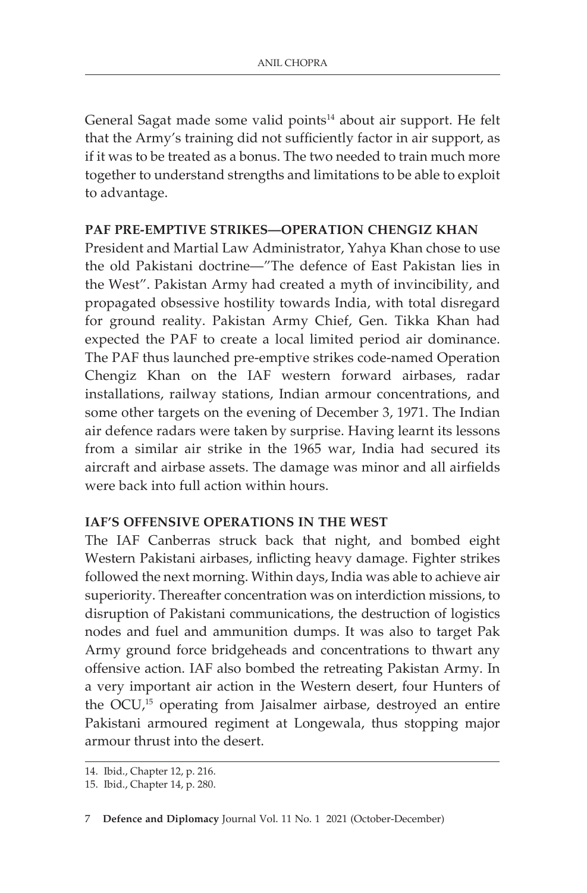General Sagat made some valid points[14] about air support. He felt that the Army's training did not sufficiently factor in air support, as if it was to be treated as a bonus. The two needed to train much more together to understand strengths and limitations to be able to exploit to advantage.

### PAF PRE-EMPTIVE STRIKES—OPERATION CHENGIZ KHAN

President and Martial Law Administrator, Yahya Khan chose to use the old Pakistani doctrine—"The defence of East Pakistan lies in the West". Pakistan Army had created a myth of invincibility, and propagated obsessive hostility towards India, with total disregard for ground reality. Pakistan Army Chief, Gen. Tikka Khan had expected the PAF to create a local limited period air dominance. The PAF thus launched pre-emptive strikes code-named Operation Chengiz Khan on the IAF western forward airbases, radar installations, railway stations, Indian armour concentrations, and some other targets on the evening of December 3, 1971. The Indian air defence radars were taken by surprise. Having learnt its lessons from a similar air strike in the 1965 war, India had secured its aircraft and airbase assets. The damage was minor and all airfields were back into full action within hours.

### IAF'S OFFENSIVE OPERATIONS IN THE WEST

The IAF Canberras struck back that night, and bombed eight Western Pakistani airbases, inflicting heavy damage. Fighter strikes followed the next morning. Within days, India was able to achieve air superiority. Thereafter concentration was on interdiction missions, to disruption of Pakistani communications, the destruction of logistics nodes and fuel and ammunition dumps. It was also to target Pak Army ground force bridgeheads and concentrations to thwart any offensive action. IAF also bombed the retreating Pakistan Army. In a very important air action in the Western desert, four Hunters of the OCU,[15] operating from Jaisalmer airbase, destroyed an entire Pakistani armoured regiment at Longewala, thus stopping major armour thrust into the desert.

---

14. Ibid., Chapter 12, p. 216.
15. Ibid., Chapter 14, p. 280.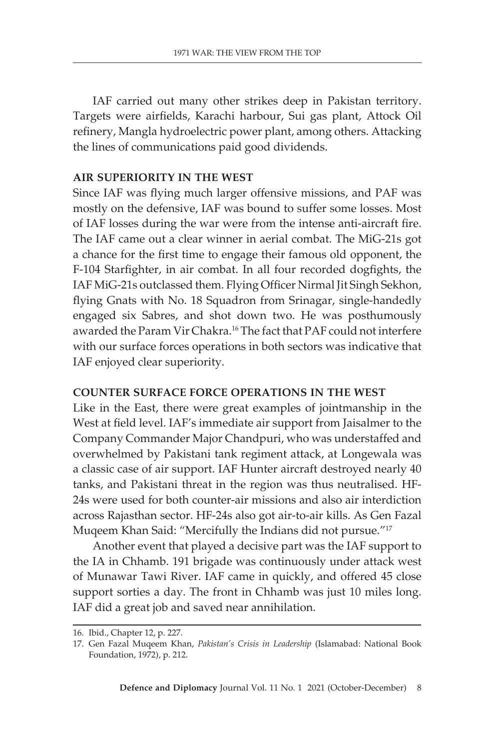IAF carried out many other strikes deep in Pakistan territory. Targets were airfields, Karachi harbour, Sui gas plant, Attock Oil refinery, Mangla hydroelectric power plant, among others. Attacking the lines of communications paid good dividends.

## AIR SUPERIORITY IN THE WEST

Since IAF was flying much larger offensive missions, and PAF was mostly on the defensive, IAF was bound to suffer some losses. Most of IAF losses during the war were from the intense anti-aircraft fire. The IAF came out a clear winner in aerial combat. The MiG-21s got a chance for the first time to engage their famous old opponent, the F-104 Starfighter, in air combat. In all four recorded dogfights, the IAF MiG-21s outclassed them. Flying Officer Nirmal Jit Singh Sekhon, flying Gnats with No. 18 Squadron from Srinagar, single-handedly engaged six Sabres, and shot down two. He was posthumously awarded the Param Vir Chakra.[16] The fact that PAF could not interfere with our surface forces operations in both sectors was indicative that IAF enjoyed clear superiority.

## COUNTER SURFACE FORCE OPERATIONS IN THE WEST

Like in the East, there were great examples of jointmanship in the West at field level. IAF's immediate air support from Jaisalmer to the Company Commander Major Chandpuri, who was understaffed and overwhelmed by Pakistani tank regiment attack, at Longewala was a classic case of air support. IAF Hunter aircraft destroyed nearly 40 tanks, and Pakistani threat in the region was thus neutralised. HF-24s were used for both counter-air missions and also air interdiction across Rajasthan sector. HF-24s also got air-to-air kills. As Gen Fazal Muqeem Khan Said: "Mercifully the Indians did not pursue."[17]

Another event that played a decisive part was the IAF support to the IA in Chhamb. 191 brigade was continuously under attack west of Munawar Tawi River. IAF came in quickly, and offered 45 close support sorties a day. The front in Chhamb was just 10 miles long. IAF did a great job and saved near annihilation.

---

16. Ibid., Chapter 12, p. 227.
17. Gen Fazal Muqeem Khan, *Pakistan's Crisis in Leadership* (Islamabad: National Book Foundation, 1972), p. 212.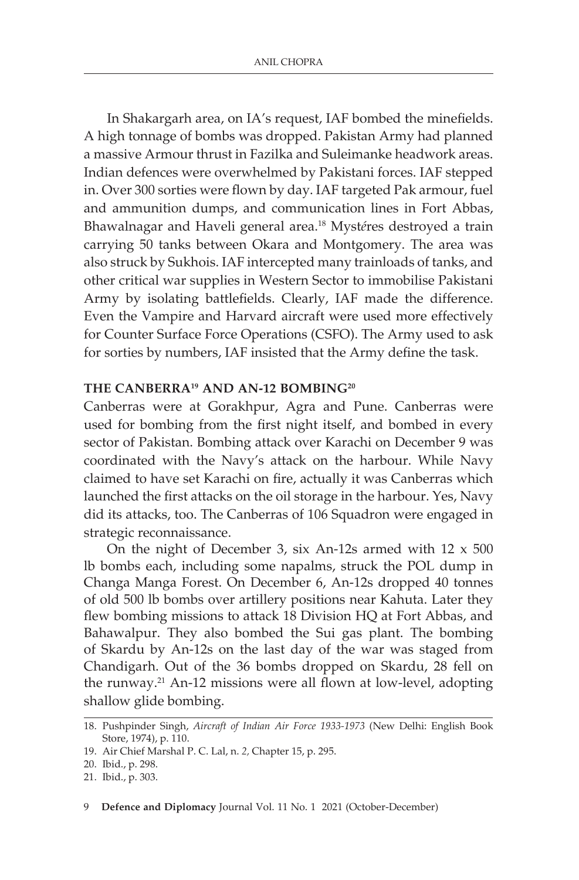In Shakargarh area, on IA's request, IAF bombed the minefields. A high tonnage of bombs was dropped. Pakistan Army had planned a massive Armour thrust in Fazilka and Suleimanke headwork areas. Indian defences were overwhelmed by Pakistani forces. IAF stepped in. Over 300 sorties were flown by day. IAF targeted Pak armour, fuel and ammunition dumps, and communication lines in Fort Abbas, Bhawalnagar and Haveli general area.[18] Mystéres destroyed a train carrying 50 tanks between Okara and Montgomery. The area was also struck by Sukhois. IAF intercepted many trainloads of tanks, and other critical war supplies in Western Sector to immobilise Pakistani Army by isolating battlefields. Clearly, IAF made the difference. Even the Vampire and Harvard aircraft were used more effectively for Counter Surface Force Operations (CSFO). The Army used to ask for sorties by numbers, IAF insisted that the Army define the task.

### THE CANBERRA[19] AND AN-12 BOMBING[20]

Canberras were at Gorakhpur, Agra and Pune. Canberras were used for bombing from the first night itself, and bombed in every sector of Pakistan. Bombing attack over Karachi on December 9 was coordinated with the Navy's attack on the harbour. While Navy claimed to have set Karachi on fire, actually it was Canberras which launched the first attacks on the oil storage in the harbour. Yes, Navy did its attacks, too. The Canberras of 106 Squadron were engaged in strategic reconnaissance.

On the night of December 3, six An-12s armed with 12 x 500 lb bombs each, including some napalms, struck the POL dump in Changa Manga Forest. On December 6, An-12s dropped 40 tonnes of old 500 lb bombs over artillery positions near Kahuta. Later they flew bombing missions to attack 18 Division HQ at Fort Abbas, and Bahawalpur. They also bombed the Sui gas plant. The bombing of Skardu by An-12s on the last day of the war was staged from Chandigarh. Out of the 36 bombs dropped on Skardu, 28 fell on the runway.[21] An-12 missions were all flown at low-level, adopting shallow glide bombing.

18. Pushpinder Singh, *Aircraft of Indian Air Force 1933-1973* (New Delhi: English Book Store, 1974), p. 110.
19. Air Chief Marshal P. C. Lal, n. *2*, Chapter 15, p. 295.
20. Ibid., p. 298.
21. Ibid., p. 303.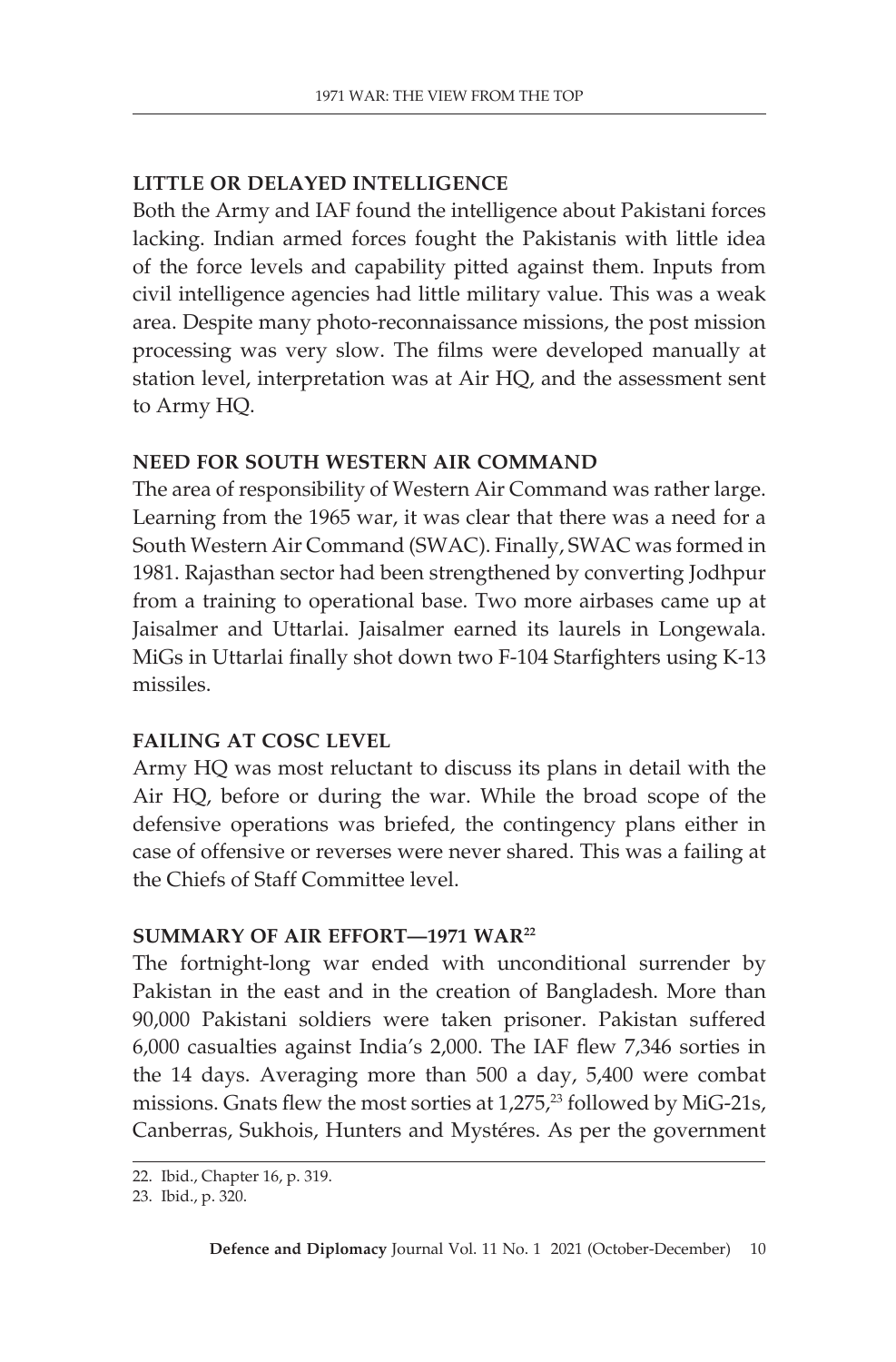## LITTLE OR DELAYED INTELLIGENCE

Both the Army and IAF found the intelligence about Pakistani forces lacking. Indian armed forces fought the Pakistanis with little idea of the force levels and capability pitted against them. Inputs from civil intelligence agencies had little military value. This was a weak area. Despite many photo-reconnaissance missions, the post mission processing was very slow. The films were developed manually at station level, interpretation was at Air HQ, and the assessment sent to Army HQ.

## NEED FOR SOUTH WESTERN AIR COMMAND

The area of responsibility of Western Air Command was rather large. Learning from the 1965 war, it was clear that there was a need for a South Western Air Command (SWAC). Finally, SWAC was formed in 1981. Rajasthan sector had been strengthened by converting Jodhpur from a training to operational base. Two more airbases came up at Jaisalmer and Uttarlai. Jaisalmer earned its laurels in Longewala. MiGs in Uttarlai finally shot down two F-104 Starfighters using K-13 missiles.

## FAILING AT COSC LEVEL

Army HQ was most reluctant to discuss its plans in detail with the Air HQ, before or during the war. While the broad scope of the defensive operations was briefed, the contingency plans either in case of offensive or reverses were never shared. This was a failing at the Chiefs of Staff Committee level.

## SUMMARY OF AIR EFFORT—1971 WAR[22]

The fortnight-long war ended with unconditional surrender by Pakistan in the east and in the creation of Bangladesh. More than 90,000 Pakistani soldiers were taken prisoner. Pakistan suffered 6,000 casualties against India's 2,000. The IAF flew 7,346 sorties in the 14 days. Averaging more than 500 a day, 5,400 were combat missions. Gnats flew the most sorties at 1,275,[23] followed by MiG-21s, Canberras, Sukhois, Hunters and Mystéres. As per the government

---

22. Ibid., Chapter 16, p. 319.
23. Ibid., p. 320.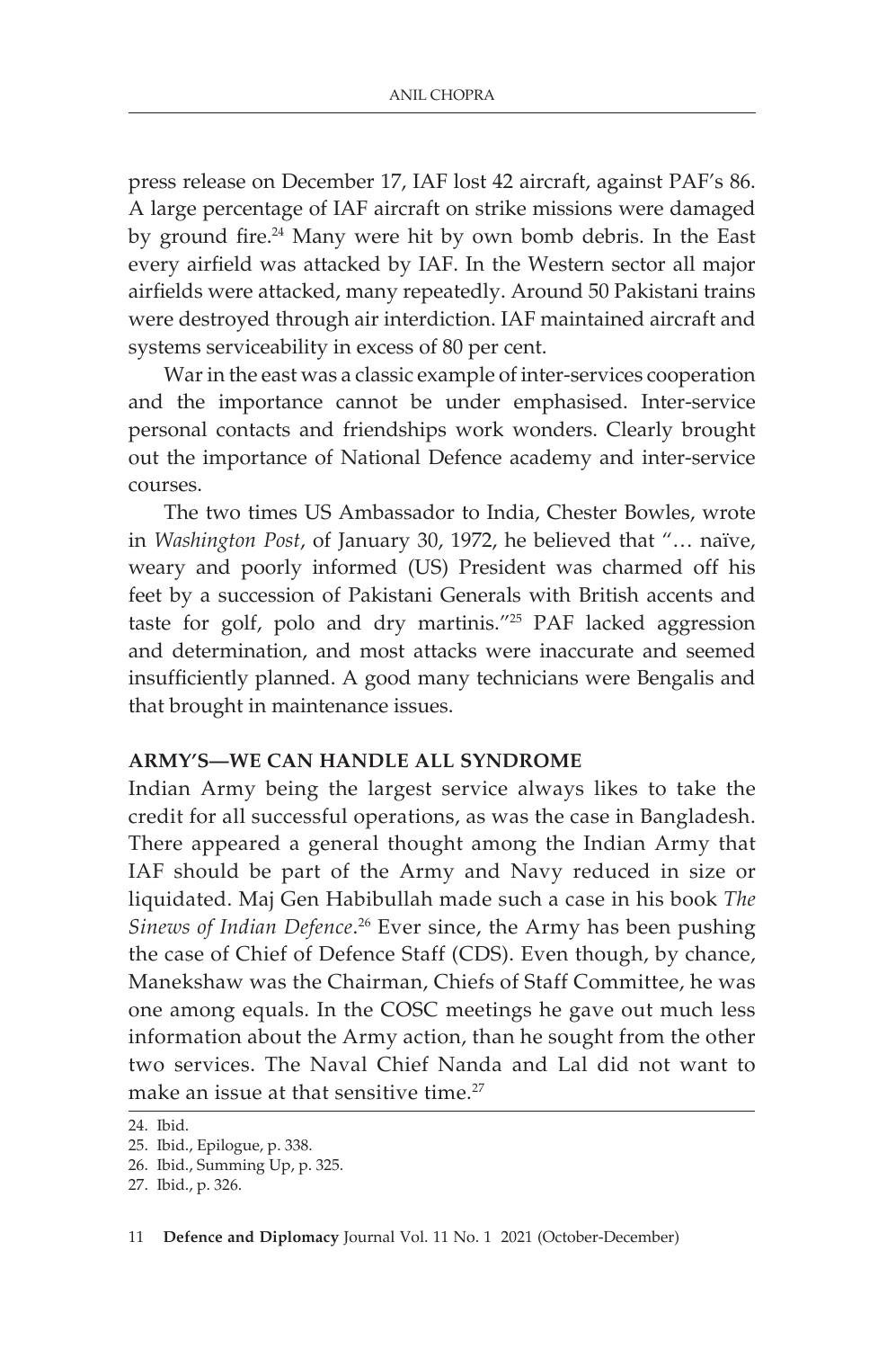press release on December 17, IAF lost 42 aircraft, against PAF's 86. A large percentage of IAF aircraft on strike missions were damaged by ground fire.[24] Many were hit by own bomb debris. In the East every airfield was attacked by IAF. In the Western sector all major airfields were attacked, many repeatedly. Around 50 Pakistani trains were destroyed through air interdiction. IAF maintained aircraft and systems serviceability in excess of 80 per cent.

War in the east was a classic example of inter-services cooperation and the importance cannot be under emphasised. Inter-service personal contacts and friendships work wonders. Clearly brought out the importance of National Defence academy and inter-service courses.

The two times US Ambassador to India, Chester Bowles, wrote in *Washington Post*, of January 30, 1972, he believed that "… naïve, weary and poorly informed (US) President was charmed off his feet by a succession of Pakistani Generals with British accents and taste for golf, polo and dry martinis."[25] PAF lacked aggression and determination, and most attacks were inaccurate and seemed insufficiently planned. A good many technicians were Bengalis and that brought in maintenance issues.

### ARMY'S—WE CAN HANDLE ALL SYNDROME

Indian Army being the largest service always likes to take the credit for all successful operations, as was the case in Bangladesh. There appeared a general thought among the Indian Army that IAF should be part of the Army and Navy reduced in size or liquidated. Maj Gen Habibullah made such a case in his book *The Sinews of Indian Defence*.[26] Ever since, the Army has been pushing the case of Chief of Defence Staff (CDS). Even though, by chance, Manekshaw was the Chairman, Chiefs of Staff Committee, he was one among equals. In the COSC meetings he gave out much less information about the Army action, than he sought from the other two services. The Naval Chief Nanda and Lal did not want to make an issue at that sensitive time.[27]

24. Ibid.
25. Ibid., Epilogue, p. 338.
26. Ibid., Summing Up, p. 325.
27. Ibid., p. 326.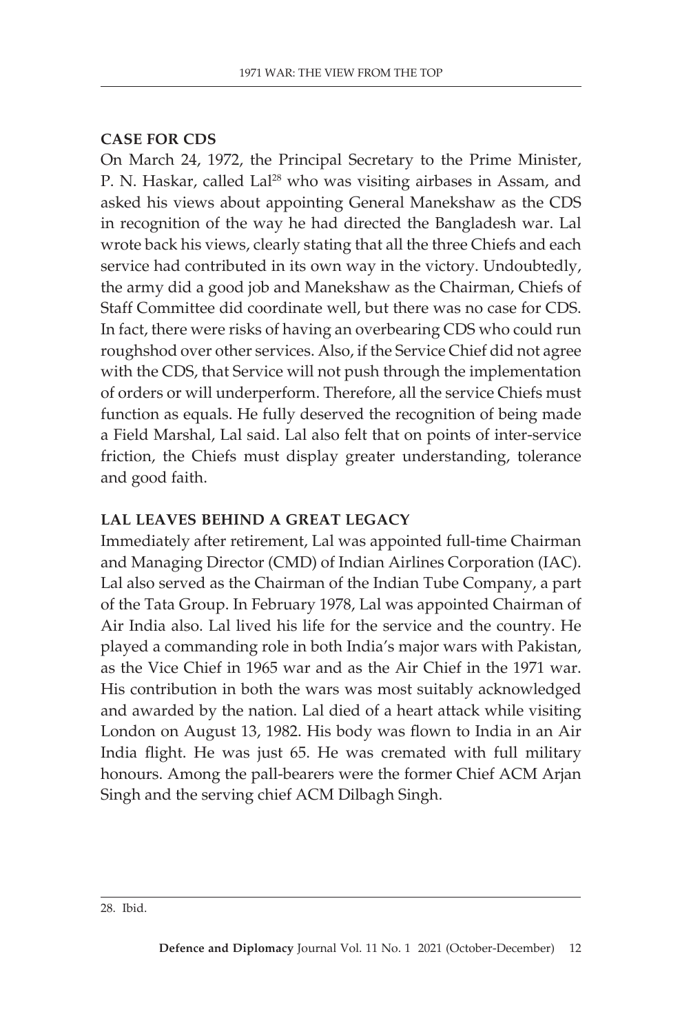## CASE FOR CDS

On March 24, 1972, the Principal Secretary to the Prime Minister, P. N. Haskar, called Lal[28] who was visiting airbases in Assam, and asked his views about appointing General Manekshaw as the CDS in recognition of the way he had directed the Bangladesh war. Lal wrote back his views, clearly stating that all the three Chiefs and each service had contributed in its own way in the victory. Undoubtedly, the army did a good job and Manekshaw as the Chairman, Chiefs of Staff Committee did coordinate well, but there was no case for CDS. In fact, there were risks of having an overbearing CDS who could run roughshod over other services. Also, if the Service Chief did not agree with the CDS, that Service will not push through the implementation of orders or will underperform. Therefore, all the service Chiefs must function as equals. He fully deserved the recognition of being made a Field Marshal, Lal said. Lal also felt that on points of inter-service friction, the Chiefs must display greater understanding, tolerance and good faith.

## LAL LEAVES BEHIND A GREAT LEGACY

Immediately after retirement, Lal was appointed full-time Chairman and Managing Director (CMD) of Indian Airlines Corporation (IAC). Lal also served as the Chairman of the Indian Tube Company, a part of the Tata Group. In February 1978, Lal was appointed Chairman of Air India also. Lal lived his life for the service and the country. He played a commanding role in both India's major wars with Pakistan, as the Vice Chief in 1965 war and as the Air Chief in the 1971 war. His contribution in both the wars was most suitably acknowledged and awarded by the nation. Lal died of a heart attack while visiting London on August 13, 1982. His body was flown to India in an Air India flight. He was just 65. He was cremated with full military honours. Among the pall-bearers were the former Chief ACM Arjan Singh and the serving chief ACM Dilbagh Singh.

---

28. Ibid.